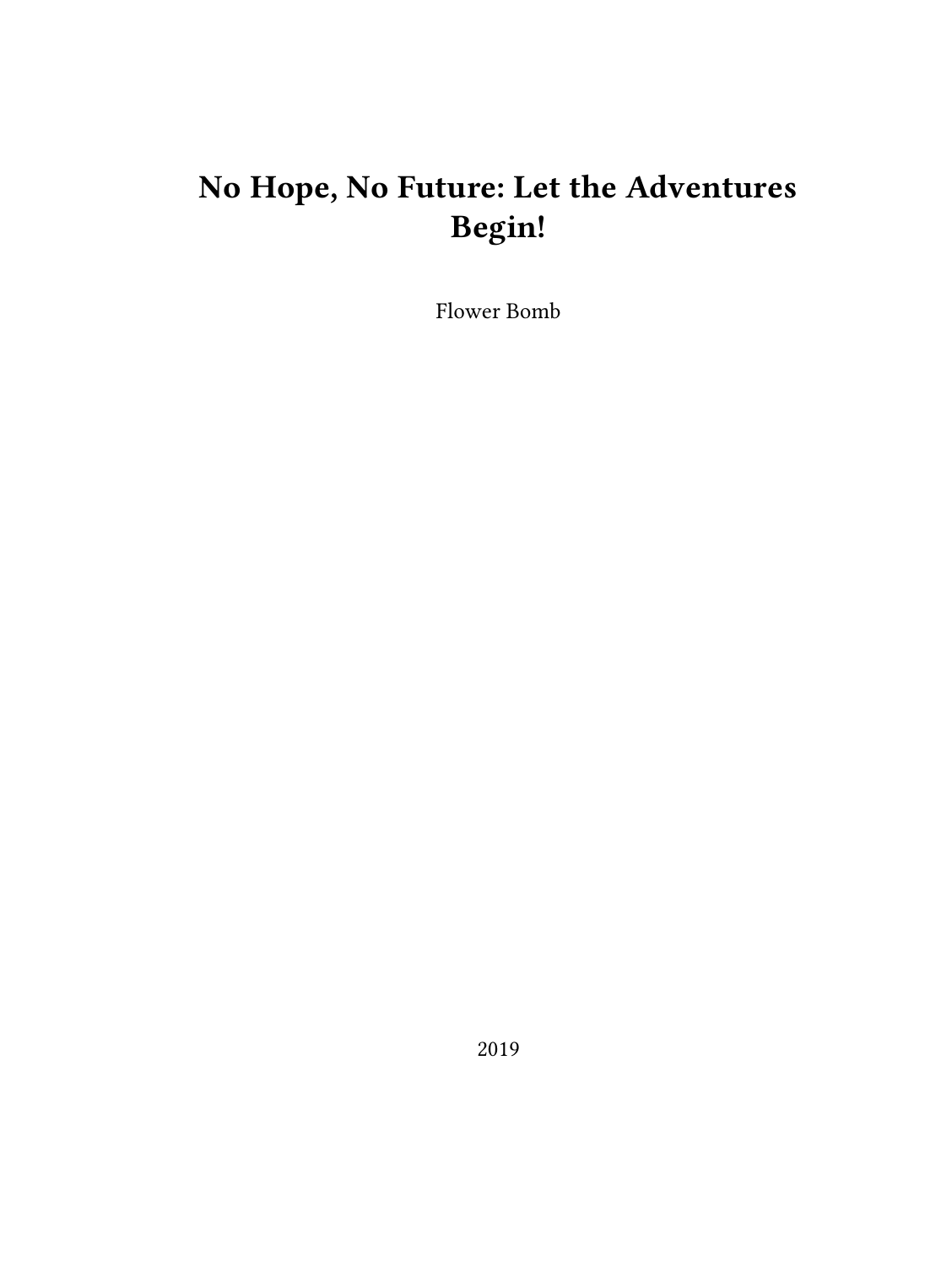# No Hope, No Future: Let the Adventures Begin!

Flower Bomb

2019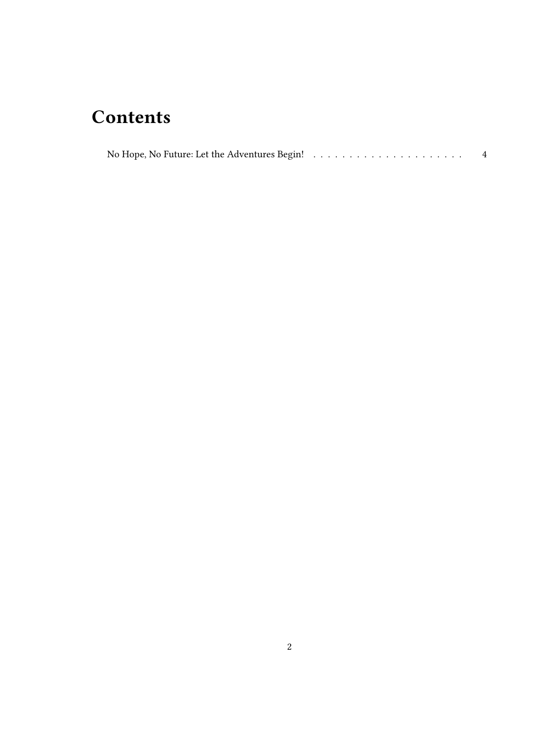# Contents

No Hope, No Future: Let the Adventures Begin! . . . . . . . . . . . . . . . . . . . . . . 4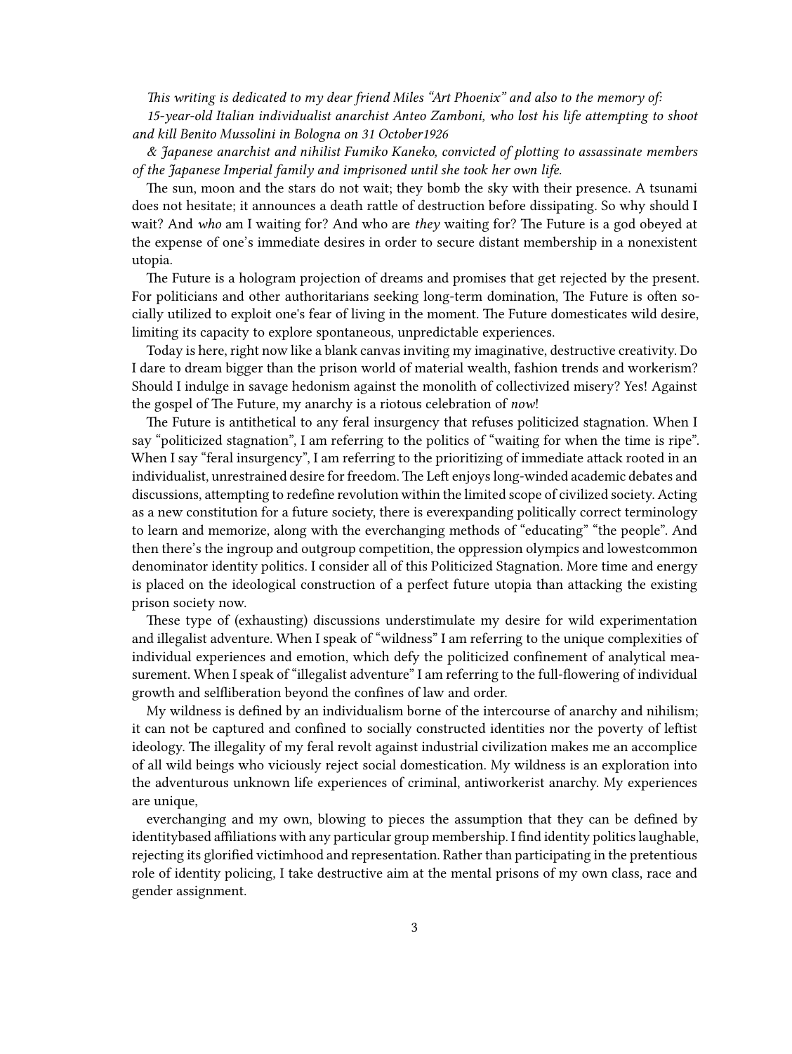*This writing is dedicated to my dear friend Miles "Art Phoenix" and also to the memory of:*

*15-year-old Italian individualist anarchist Anteo Zamboni, who lost his life attempting to shoot and kill Benito Mussolini in Bologna on 31 October1926*

*& Japanese anarchist and nihilist Fumiko Kaneko, convicted of plotting to assassinate members of the Japanese Imperial family and imprisoned until she took her own life.*

The sun, moon and the stars do not wait; they bomb the sky with their presence. A tsunami does not hesitate; it announces a death rattle of destruction before dissipating. So why should I wait? And *who* am I waiting for? And who are *they* waiting for? The Future is a god obeyed at the expense of one's immediate desires in order to secure distant membership in a nonexistent utopia.

The Future is a hologram projection of dreams and promises that get rejected by the present. For politicians and other authoritarians seeking long-term domination, The Future is often socially utilized to exploit one's fear of living in the moment. The Future domesticates wild desire, limiting its capacity to explore spontaneous, unpredictable experiences.

Today is here, right now like a blank canvas inviting my imaginative, destructive creativity. Do I dare to dream bigger than the prison world of material wealth, fashion trends and workerism? Should I indulge in savage hedonism against the monolith of collectivized misery? Yes! Against the gospel of The Future, my anarchy is a riotous celebration of *now*!

The Future is antithetical to any feral insurgency that refuses politicized stagnation. When I say "politicized stagnation", I am referring to the politics of "waiting for when the time is ripe". When I say "feral insurgency", I am referring to the prioritizing of immediate attack rooted in an individualist, unrestrained desire for freedom. The Left enjoys long-winded academic debates and discussions, attempting to redefine revolution within the limited scope of civilized society. Acting as a new constitution for a future society, there is everexpanding politically correct terminology to learn and memorize, along with the everchanging methods of "educating" "the people". And then there's the ingroup and outgroup competition, the oppression olympics and lowestcommon denominator identity politics. I consider all of this Politicized Stagnation. More time and energy is placed on the ideological construction of a perfect future utopia than attacking the existing prison society now.

These type of (exhausting) discussions understimulate my desire for wild experimentation and illegalist adventure. When I speak of "wildness" I am referring to the unique complexities of individual experiences and emotion, which defy the politicized confinement of analytical measurement. When I speak of "illegalist adventure" I am referring to the full-flowering of individual growth and selfliberation beyond the confines of law and order.

My wildness is defined by an individualism borne of the intercourse of anarchy and nihilism; it can not be captured and confined to socially constructed identities nor the poverty of leftist ideology. The illegality of my feral revolt against industrial civilization makes me an accomplice of all wild beings who viciously reject social domestication. My wildness is an exploration into the adventurous unknown life experiences of criminal, antiworkerist anarchy. My experiences are unique, everchanging and my own, blowing to pieces the assumption that they can be defined by identitybased affiliations with any particular group membership. I find identity politics laughable, rejecting its glorified victimhood and representation. Rather than participating in the pretentious role of identity policing, I take destructive aim at the mental prisons of my own class, race and gender assignment.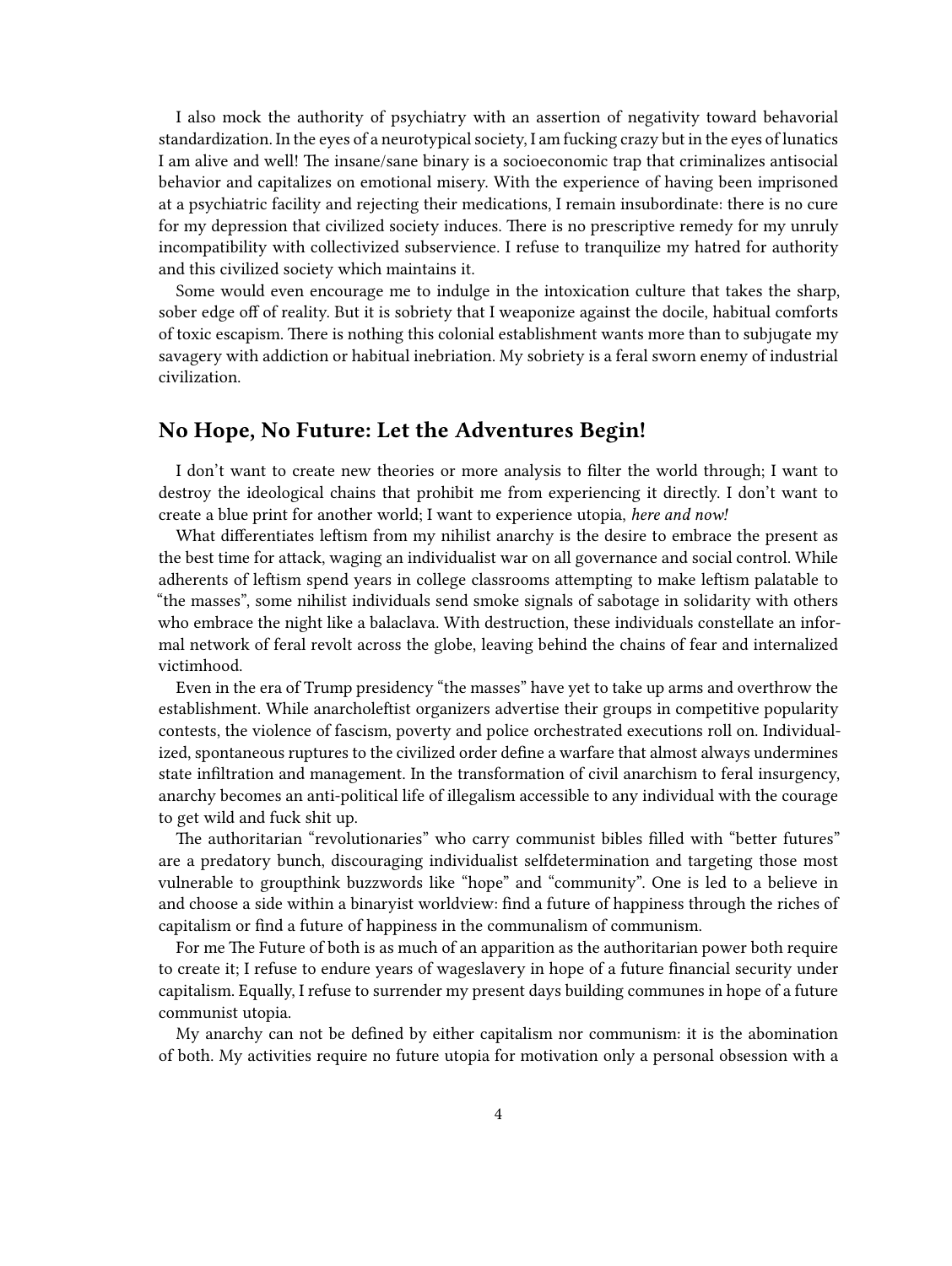I also mock the authority of psychiatry with an assertion of negativity toward behavorial standardization. In the eyes of a neurotypical society, I am fucking crazy but in the eyes of lunatics I am alive and well! The insane/sane binary is a socioeconomic trap that criminalizes antisocial behavior and capitalizes on emotional misery. With the experience of having been imprisoned at a psychiatric facility and rejecting their medications, I remain insubordinate: there is no cure for my depression that civilized society induces. There is no prescriptive remedy for my unruly incompatibility with collectivized subservience. I refuse to tranquilize my hatred for authority and this civilized society which maintains it.

Some would even encourage me to indulge in the intoxication culture that takes the sharp, sober edge off of reality. But it is sobriety that I weaponize against the docile, habitual comforts of toxic escapism. There is nothing this colonial establishment wants more than to subjugate my savagery with addiction or habitual inebriation. My sobriety is a feral sworn enemy of industrial civilization.

## No Hope, No Future: Let the Adventures Begin!

I don't want to create new theories or more analysis to filter the world through; I want to destroy the ideological chains that prohibit me from experiencing it directly. I don't want to create a blue print for another world; I want to experience utopia, *here and now!*

What differentiates leftism from my nihilist anarchy is the desire to embrace the present as the best time for attack, waging an individualist war on all governance and social control. While adherents of leftism spend years in college classrooms attempting to make leftism palatable to "the masses", some nihilist individuals send smoke signals of sabotage in solidarity with others who embrace the night like a balaclava. With destruction, these individuals constellate an informal network of feral revolt across the globe, leaving behind the chains of fear and internalized victimhood.

Even in the era of Trump presidency "the masses" have yet to take up arms and overthrow the establishment. While anarcholeftist organizers advertise their groups in competitive popularity contests, the violence of fascism, poverty and police orchestrated executions roll on. Individualized, spontaneous ruptures to the civilized order define a warfare that almost always undermines state infiltration and management. In the transformation of civil anarchism to feral insurgency, anarchy becomes an anti-political life of illegalism accessible to any individual with the courage to get wild and fuck shit up.

The authoritarian "revolutionaries" who carry communist bibles filled with "better futures" are a predatory bunch, discouraging individualist selfdetermination and targeting those most vulnerable to groupthink buzzwords like "hope" and "community". One is led to a believe in and choose a side within a binaryist worldview: find a future of happiness through the riches of capitalism or find a future of happiness in the communalism of communism.

For me The Future of both is as much of an apparition as the authoritarian power both require to create it; I refuse to endure years of wageslavery in hope of a future financial security under capitalism. Equally, I refuse to surrender my present days building communes in hope of a future communist utopia.

My anarchy can not be defined by either capitalism nor communism: it is the abomination of both. My activities require no future utopia for motivation only a personal obsession with a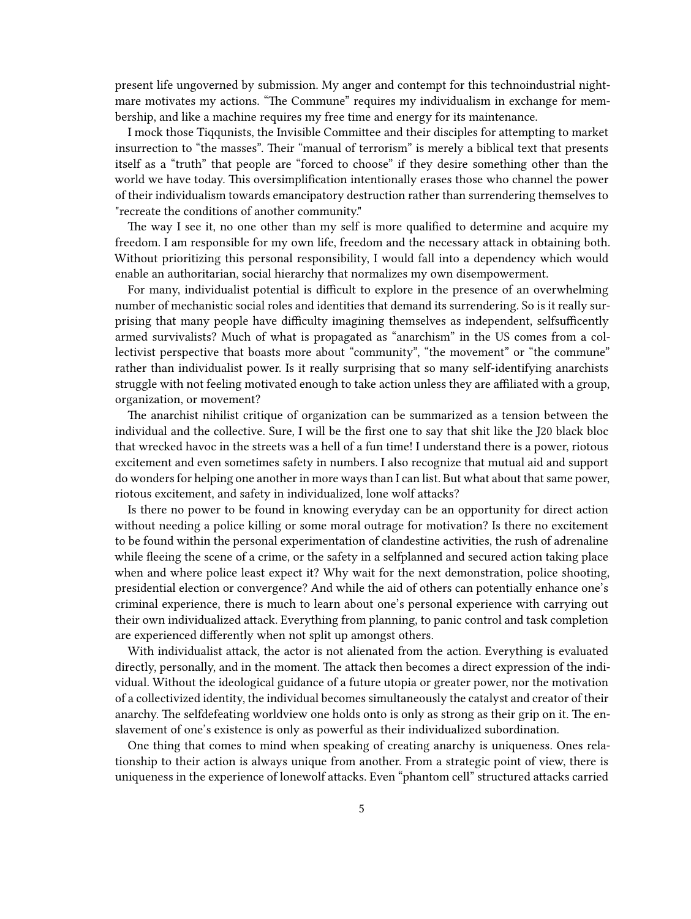present life ungoverned by submission. My anger and contempt for this technoindustrial nightmare motivates my actions. "The Commune" requires my individualism in exchange for membership, and like a machine requires my free time and energy for its maintenance.

I mock those Tiqqunists, the Invisible Committee and their disciples for attempting to market insurrection to "the masses". Their "manual of terrorism" is merely a biblical text that presents itself as a "truth" that people are "forced to choose" if they desire something other than the world we have today. This oversimplification intentionally erases those who channel the power of their individualism towards emancipatory destruction rather than surrendering themselves to "recreate the conditions of another community."

The way I see it, no one other than my self is more qualified to determine and acquire my freedom. I am responsible for my own life, freedom and the necessary attack in obtaining both. Without prioritizing this personal responsibility, I would fall into a dependency which would enable an authoritarian, social hierarchy that normalizes my own disempowerment.

For many, individualist potential is difficult to explore in the presence of an overwhelming number of mechanistic social roles and identities that demand its surrendering. So is it really surprising that many people have difficulty imagining themselves as independent, selfsufficently armed survivalists? Much of what is propagated as "anarchism" in the US comes from a collectivist perspective that boasts more about "community", "the movement" or "the commune" rather than individualist power. Is it really surprising that so many self-identifying anarchists struggle with not feeling motivated enough to take action unless they are affiliated with a group, organization, or movement?

The anarchist nihilist critique of organization can be summarized as a tension between the individual and the collective. Sure, I will be the first one to say that shit like the J20 black bloc that wrecked havoc in the streets was a hell of a fun time! I understand there is a power, riotous excitement and even sometimes safety in numbers. I also recognize that mutual aid and support do wonders for helping one another in more ways than I can list. But what about that same power, riotous excitement, and safety in individualized, lone wolf attacks?

Is there no power to be found in knowing everyday can be an opportunity for direct action without needing a police killing or some moral outrage for motivation? Is there no excitement to be found within the personal experimentation of clandestine activities, the rush of adrenaline while fleeing the scene of a crime, or the safety in a selfplanned and secured action taking place when and where police least expect it? Why wait for the next demonstration, police shooting, presidential election or convergence? And while the aid of others can potentially enhance one's criminal experience, there is much to learn about one's personal experience with carrying out their own individualized attack. Everything from planning, to panic control and task completion are experienced differently when not split up amongst others.

With individualist attack, the actor is not alienated from the action. Everything is evaluated directly, personally, and in the moment. The attack then becomes a direct expression of the individual. Without the ideological guidance of a future utopia or greater power, nor the motivation of a collectivized identity, the individual becomes simultaneously the catalyst and creator of their anarchy. The selfdefeating worldview one holds onto is only as strong as their grip on it. The enslavement of one's existence is only as powerful as their individualized subordination.

One thing that comes to mind when speaking of creating anarchy is uniqueness. Ones relationship to their action is always unique from another. From a strategic point of view, there is uniqueness in the experience of lonewolf attacks. Even "phantom cell" structured attacks carried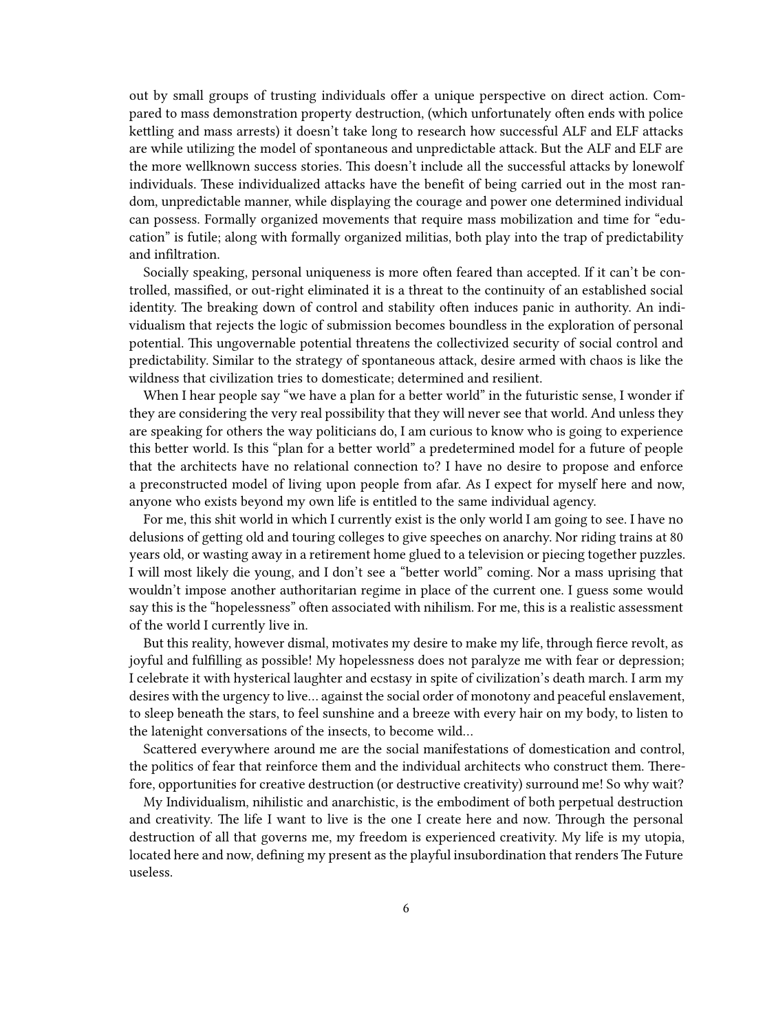out by small groups of trusting individuals offer a unique perspective on direct action. Compared to mass demonstration property destruction, (which unfortunately often ends with police kettling and mass arrests) it doesn't take long to research how successful ALF and ELF attacks are while utilizing the model of spontaneous and unpredictable attack. But the ALF and ELF are the more wellknown success stories. This doesn't include all the successful attacks by lonewolf individuals. These individualized attacks have the benefit of being carried out in the most random, unpredictable manner, while displaying the courage and power one determined individual can possess. Formally organized movements that require mass mobilization and time for "education" is futile; along with formally organized militias, both play into the trap of predictability and infiltration.

Socially speaking, personal uniqueness is more often feared than accepted. If it can't be controlled, massified, or out-right eliminated it is a threat to the continuity of an established social identity. The breaking down of control and stability often induces panic in authority. An individualism that rejects the logic of submission becomes boundless in the exploration of personal potential. This ungovernable potential threatens the collectivized security of social control and predictability. Similar to the strategy of spontaneous attack, desire armed with chaos is like the wildness that civilization tries to domesticate; determined and resilient.

When I hear people say "we have a plan for a better world" in the futuristic sense, I wonder if they are considering the very real possibility that they will never see that world. And unless they are speaking for others the way politicians do, I am curious to know who is going to experience this better world. Is this "plan for a better world" a predetermined model for a future of people that the architects have no relational connection to? I have no desire to propose and enforce a preconstructed model of living upon people from afar. As I expect for myself here and now, anyone who exists beyond my own life is entitled to the same individual agency.

For me, this shit world in which I currently exist is the only world I am going to see. I have no delusions of getting old and touring colleges to give speeches on anarchy. Nor riding trains at 80 years old, or wasting away in a retirement home glued to a television or piecing together puzzles. I will most likely die young, and I don't see a "better world" coming. Nor a mass uprising that wouldn't impose another authoritarian regime in place of the current one. I guess some would say this is the "hopelessness" often associated with nihilism. For me, this is a realistic assessment of the world I currently live in.

But this reality, however dismal, motivates my desire to make my life, through fierce revolt, as joyful and fulfilling as possible! My hopelessness does not paralyze me with fear or depression; I celebrate it with hysterical laughter and ecstasy in spite of civilization's death march. I arm my desires with the urgency to live… against the social order of monotony and peaceful enslavement, to sleep beneath the stars, to feel sunshine and a breeze with every hair on my body, to listen to the latenight conversations of the insects, to become wild…

Scattered everywhere around me are the social manifestations of domestication and control, the politics of fear that reinforce them and the individual architects who construct them. Therefore, opportunities for creative destruction (or destructive creativity) surround me! So why wait?

My Individualism, nihilistic and anarchistic, is the embodiment of both perpetual destruction and creativity. The life I want to live is the one I create here and now. Through the personal destruction of all that governs me, my freedom is experienced creativity. My life is my utopia, located here and now, defining my present as the playful insubordination that renders The Future useless.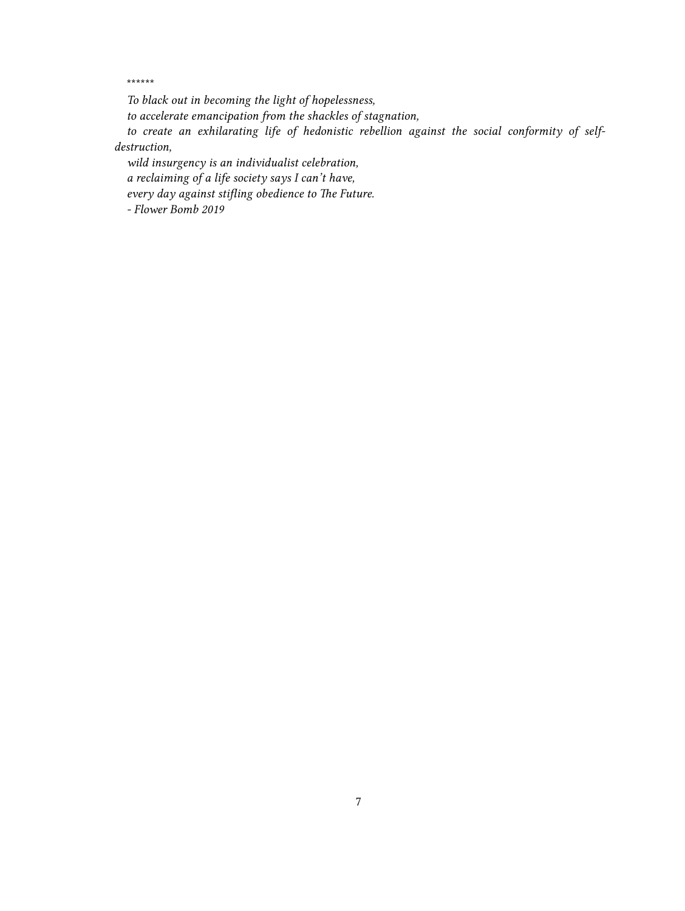******

*To black out in becoming the light of hopelessness,*

*to accelerate emancipation from the shackles of stagnation,*

*to create an exhilarating life of hedonistic rebellion against the social conformity of self-destruction,*

*wild insurgency is an individualist celebration,*

*a reclaiming of a life society says I can't have,*

*every day against stifling obedience to The Future.*

*- Flower Bomb 2019*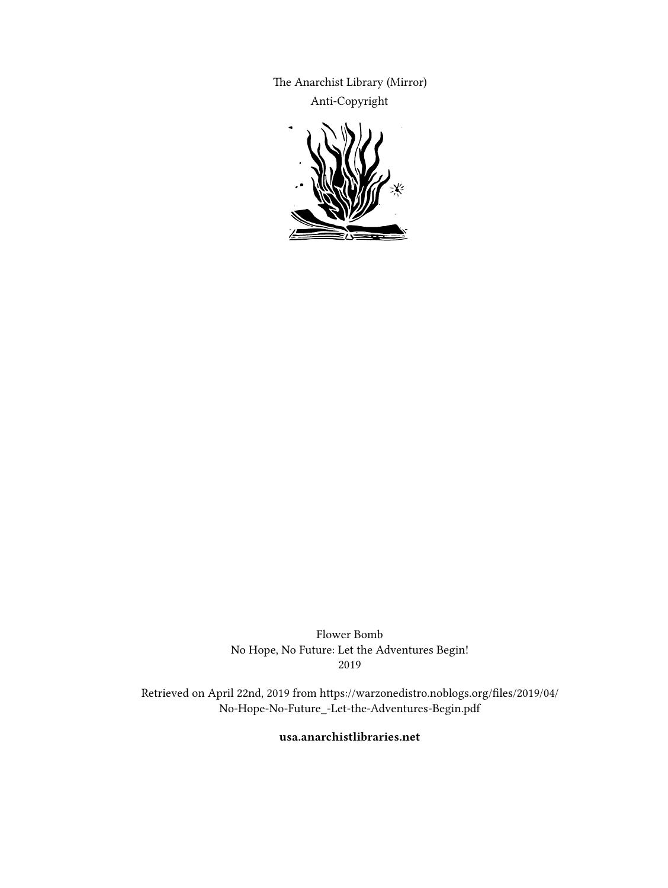The Anarchist Library (Mirror)
Anti-Copyright

Flower Bomb
No Hope, No Future: Let the Adventures Begin!
2019

Retrieved on April 22nd, 2019 from https://warzonedistro.noblogs.org/files/2019/04/No-Hope-No-Future_-Let-the-Adventures-Begin.pdf

**usa.anarchistlibraries.net**